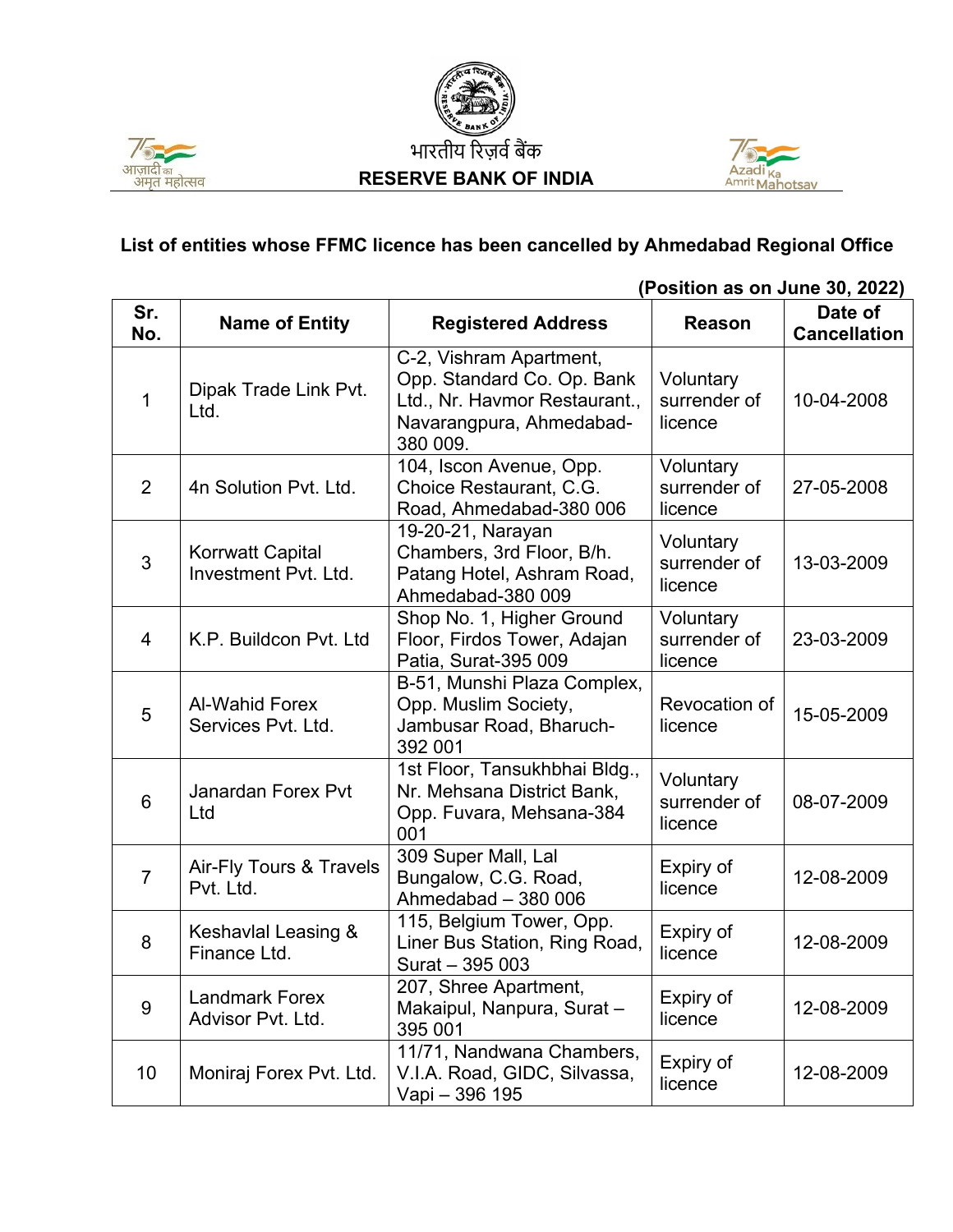भारतीय रिज़र्व बैंक

**RESERVE BANK OF INDIA**

## List of entities whose FFMC licence has been cancelled by Ahmedabad Regional Office

**(Position as on June 30, 2022)**

| Sr. No. | Name of Entity | Registered Address | Reason | Date of Cancellation |
|---|---|---|---|---|
| 1 | Dipak Trade Link Pvt. Ltd. | C-2, Vishram Apartment, Opp. Standard Co. Op. Bank Ltd., Nr. Havmor Restaurant., Navarangpura, Ahmedabad-380 009. | Voluntary surrender of licence | 10-04-2008 |
| 2 | 4n Solution Pvt. Ltd. | 104, Iscon Avenue, Opp. Choice Restaurant, C.G. Road, Ahmedabad-380 006 | Voluntary surrender of licence | 27-05-2008 |
| 3 | Korrwatt Capital Investment Pvt. Ltd. | 19-20-21, Narayan Chambers, 3rd Floor, B/h. Patang Hotel, Ashram Road, Ahmedabad-380 009 | Voluntary surrender of licence | 13-03-2009 |
| 4 | K.P. Buildcon Pvt. Ltd | Shop No. 1, Higher Ground Floor, Firdos Tower, Adajan Patia, Surat-395 009 | Voluntary surrender of licence | 23-03-2009 |
| 5 | Al-Wahid Forex Services Pvt. Ltd. | B-51, Munshi Plaza Complex, Opp. Muslim Society, Jambusar Road, Bharuch-392 001 | Revocation of licence | 15-05-2009 |
| 6 | Janardan Forex Pvt Ltd | 1st Floor, Tansukhbhai Bldg., Nr. Mehsana District Bank, Opp. Fuvara, Mehsana-384 001 | Voluntary surrender of licence | 08-07-2009 |
| 7 | Air-Fly Tours & Travels Pvt. Ltd. | 309 Super Mall, Lal Bungalow, C.G. Road, Ahmedabad – 380 006 | Expiry of licence | 12-08-2009 |
| 8 | Keshavlal Leasing & Finance Ltd. | 115, Belgium Tower, Opp. Liner Bus Station, Ring Road, Surat – 395 003 | Expiry of licence | 12-08-2009 |
| 9 | Landmark Forex Advisor Pvt. Ltd. | 207, Shree Apartment, Makaipul, Nanpura, Surat – 395 001 | Expiry of licence | 12-08-2009 |
| 10 | Moniraj Forex Pvt. Ltd. | 11/71, Nandwana Chambers, V.I.A. Road, GIDC, Silvassa, Vapi – 396 195 | Expiry of licence | 12-08-2009 |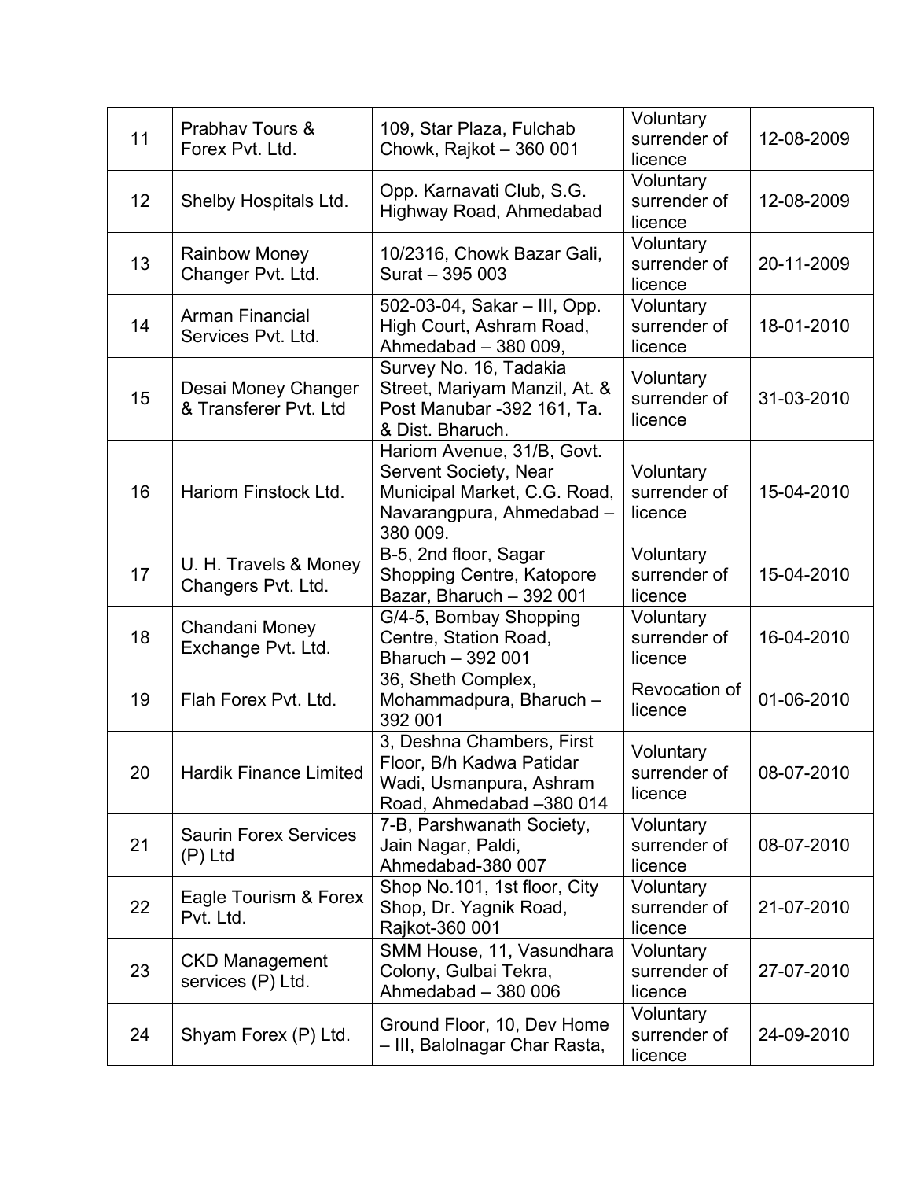| 11 | Prabhav Tours & Forex Pvt. Ltd. | 109, Star Plaza, Fulchab Chowk, Rajkot – 360 001 | Voluntary surrender of licence | 12-08-2009 |
|---|---|---|---|---|
| 12 | Shelby Hospitals Ltd. | Opp. Karnavati Club, S.G. Highway Road, Ahmedabad | Voluntary surrender of licence | 12-08-2009 |
| 13 | Rainbow Money Changer Pvt. Ltd. | 10/2316, Chowk Bazar Gali, Surat – 395 003 | Voluntary surrender of licence | 20-11-2009 |
| 14 | Arman Financial Services Pvt. Ltd. | 502-03-04, Sakar – III, Opp. High Court, Ashram Road, Ahmedabad – 380 009, | Voluntary surrender of licence | 18-01-2010 |
| 15 | Desai Money Changer & Transferer Pvt. Ltd | Survey No. 16, Tadakia Street, Mariyam Manzil, At. & Post Manubar -392 161, Ta. & Dist. Bharuch. | Voluntary surrender of licence | 31-03-2010 |
| 16 | Hariom Finstock Ltd. | Hariom Avenue, 31/B, Govt. Servent Society, Near Municipal Market, C.G. Road, Navarangpura, Ahmedabad – 380 009. | Voluntary surrender of licence | 15-04-2010 |
| 17 | U. H. Travels & Money Changers Pvt. Ltd. | B-5, 2nd floor, Sagar Shopping Centre, Katopore Bazar, Bharuch – 392 001 | Voluntary surrender of licence | 15-04-2010 |
| 18 | Chandani Money Exchange Pvt. Ltd. | G/4-5, Bombay Shopping Centre, Station Road, Bharuch – 392 001 | Voluntary surrender of licence | 16-04-2010 |
| 19 | Flah Forex Pvt. Ltd. | 36, Sheth Complex, Mohammadpura, Bharuch – 392 001 | Revocation of licence | 01-06-2010 |
| 20 | Hardik Finance Limited | 3, Deshna Chambers, First Floor, B/h Kadwa Patidar Wadi, Usmanpura, Ashram Road, Ahmedabad –380 014 | Voluntary surrender of licence | 08-07-2010 |
| 21 | Saurin Forex Services (P) Ltd | 7-B, Parshwanath Society, Jain Nagar, Paldi, Ahmedabad-380 007 | Voluntary surrender of licence | 08-07-2010 |
| 22 | Eagle Tourism & Forex Pvt. Ltd. | Shop No.101, 1st floor, City Shop, Dr. Yagnik Road, Rajkot-360 001 | Voluntary surrender of licence | 21-07-2010 |
| 23 | CKD Management services (P) Ltd. | SMM House, 11, Vasundhara Colony, Gulbai Tekra, Ahmedabad – 380 006 | Voluntary surrender of licence | 27-07-2010 |
| 24 | Shyam Forex (P) Ltd. | Ground Floor, 10, Dev Home – III, Balolnagar Char Rasta, | Voluntary surrender of licence | 24-09-2010 |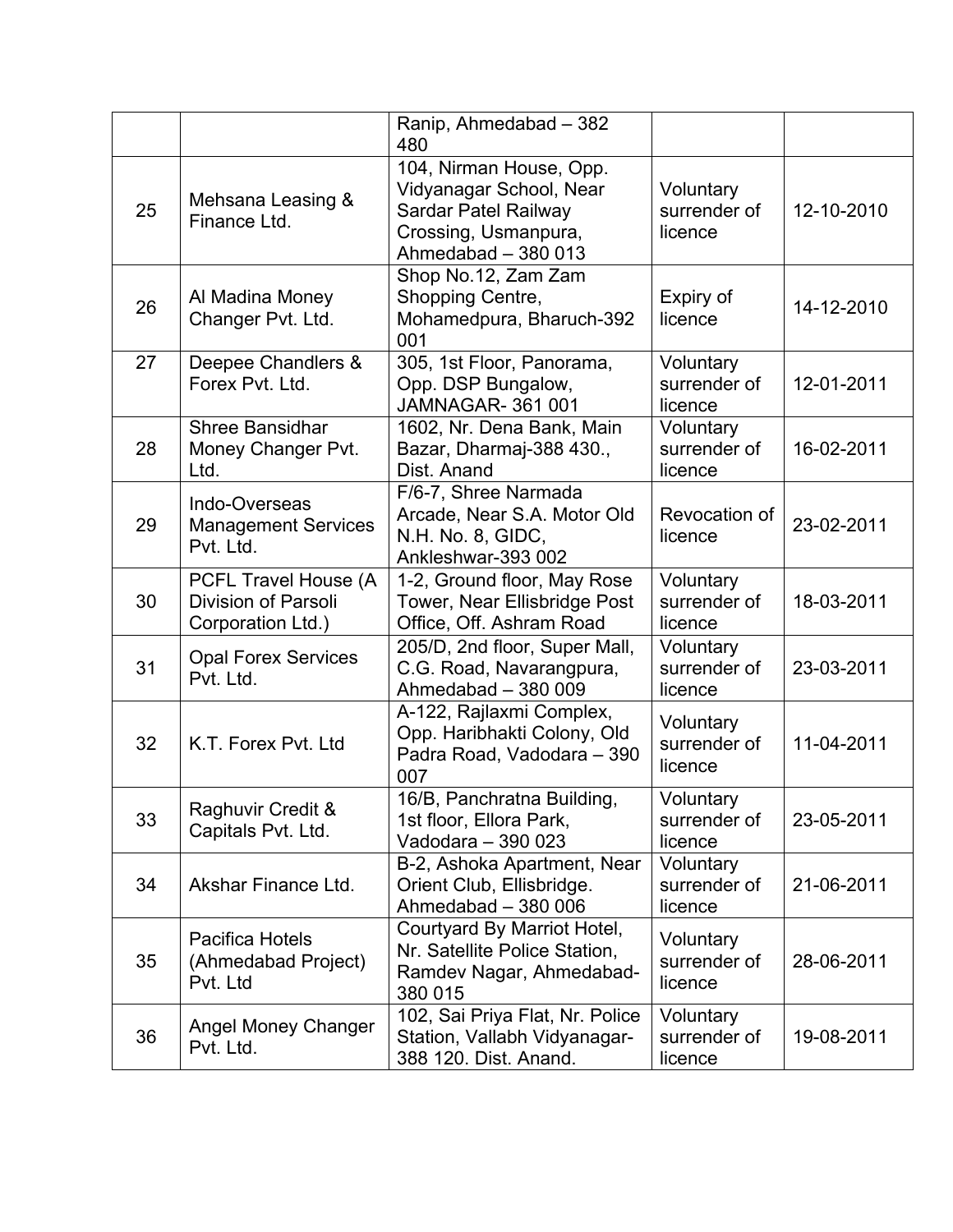| | | | | |
|---|---|---|---|---|
| | | Ranip, Ahmedabad – 382 480 | | |
| 25 | Mehsana Leasing & Finance Ltd. | 104, Nirman House, Opp. Vidyanagar School, Near Sardar Patel Railway Crossing, Usmanpura, Ahmedabad – 380 013 | Voluntary surrender of licence | 12-10-2010 |
| 26 | Al Madina Money Changer Pvt. Ltd. | Shop No.12, Zam Zam Shopping Centre, Mohamedpura, Bharuch-392 001 | Expiry of licence | 14-12-2010 |
| 27 | Deepee Chandlers & Forex Pvt. Ltd. | 305, 1st Floor, Panorama, Opp. DSP Bungalow, JAMNAGAR- 361 001 | Voluntary surrender of licence | 12-01-2011 |
| 28 | Shree Bansidhar Money Changer Pvt. Ltd. | 1602, Nr. Dena Bank, Main Bazar, Dharmaj-388 430., Dist. Anand | Voluntary surrender of licence | 16-02-2011 |
| 29 | Indo-Overseas Management Services Pvt. Ltd. | F/6-7, Shree Narmada Arcade, Near S.A. Motor Old N.H. No. 8, GIDC, Ankleshwar-393 002 | Revocation of licence | 23-02-2011 |
| 30 | PCFL Travel House (A Division of Parsoli Corporation Ltd.) | 1-2, Ground floor, May Rose Tower, Near Ellisbridge Post Office, Off. Ashram Road | Voluntary surrender of licence | 18-03-2011 |
| 31 | Opal Forex Services Pvt. Ltd. | 205/D, 2nd floor, Super Mall, C.G. Road, Navarangpura, Ahmedabad – 380 009 | Voluntary surrender of licence | 23-03-2011 |
| 32 | K.T. Forex Pvt. Ltd | A-122, Rajlaxmi Complex, Opp. Haribhakti Colony, Old Padra Road, Vadodara – 390 007 | Voluntary surrender of licence | 11-04-2011 |
| 33 | Raghuvir Credit & Capitals Pvt. Ltd. | 16/B, Panchratna Building, 1st floor, Ellora Park, Vadodara – 390 023 | Voluntary surrender of licence | 23-05-2011 |
| 34 | Akshar Finance Ltd. | B-2, Ashoka Apartment, Near Orient Club, Ellisbridge. Ahmedabad – 380 006 | Voluntary surrender of licence | 21-06-2011 |
| 35 | Pacifica Hotels (Ahmedabad Project) Pvt. Ltd | Courtyard By Marriot Hotel, Nr. Satellite Police Station, Ramdev Nagar, Ahmedabad- 380 015 | Voluntary surrender of licence | 28-06-2011 |
| 36 | Angel Money Changer Pvt. Ltd. | 102, Sai Priya Flat, Nr. Police Station, Vallabh Vidyanagar- 388 120. Dist. Anand. | Voluntary surrender of licence | 19-08-2011 |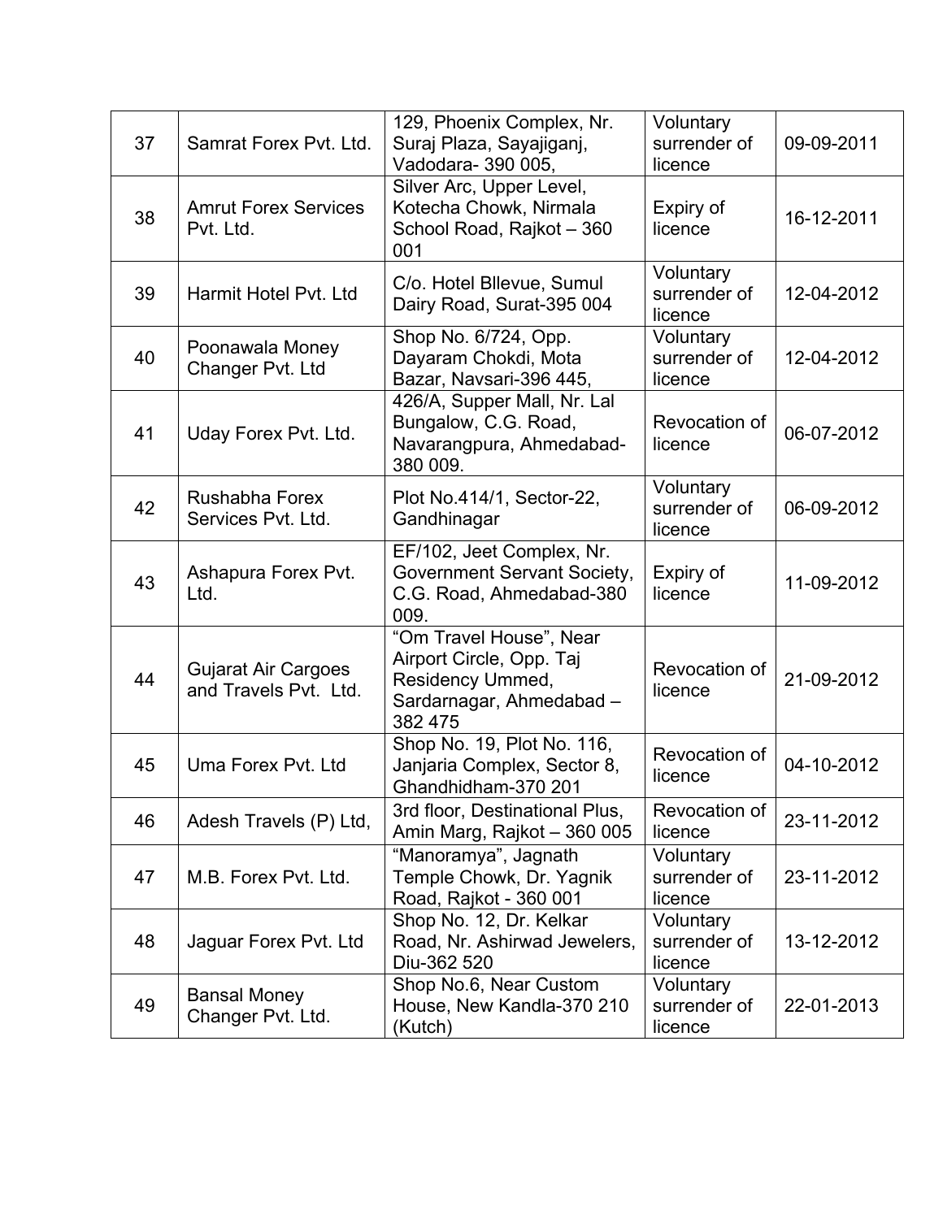| | | | | |
|---|---|---|---|---|
| 37 | Samrat Forex Pvt. Ltd. | 129, Phoenix Complex, Nr. Suraj Plaza, Sayajiganj, Vadodara- 390 005, | Voluntary surrender of licence | 09-09-2011 |
| 38 | Amrut Forex Services Pvt. Ltd. | Silver Arc, Upper Level, Kotecha Chowk, Nirmala School Road, Rajkot – 360 001 | Expiry of licence | 16-12-2011 |
| 39 | Harmit Hotel Pvt. Ltd | C/o. Hotel Bllevue, Sumul Dairy Road, Surat-395 004 | Voluntary surrender of licence | 12-04-2012 |
| 40 | Poonawala Money Changer Pvt. Ltd | Shop No. 6/724, Opp. Dayaram Chokdi, Mota Bazar, Navsari-396 445, | Voluntary surrender of licence | 12-04-2012 |
| 41 | Uday Forex Pvt. Ltd. | 426/A, Supper Mall, Nr. Lal Bungalow, C.G. Road, Navarangpura, Ahmedabad-380 009. | Revocation of licence | 06-07-2012 |
| 42 | Rushabha Forex Services Pvt. Ltd. | Plot No.414/1, Sector-22, Gandhinagar | Voluntary surrender of licence | 06-09-2012 |
| 43 | Ashapura Forex Pvt. Ltd. | EF/102, Jeet Complex, Nr. Government Servant Society, C.G. Road, Ahmedabad-380 009. | Expiry of licence | 11-09-2012 |
| 44 | Gujarat Air Cargoes and Travels Pvt. Ltd. | “Om Travel House”, Near Airport Circle, Opp. Taj Residency Ummed, Sardarnagar, Ahmedabad – 382 475 | Revocation of licence | 21-09-2012 |
| 45 | Uma Forex Pvt. Ltd | Shop No. 19, Plot No. 116, Janjaria Complex, Sector 8, Ghandhidham-370 201 | Revocation of licence | 04-10-2012 |
| 46 | Adesh Travels (P) Ltd, | 3rd floor, Destinational Plus, Amin Marg, Rajkot – 360 005 | Revocation of licence | 23-11-2012 |
| 47 | M.B. Forex Pvt. Ltd. | “Manoramya”, Jagnath Temple Chowk, Dr. Yagnik Road, Rajkot - 360 001 | Voluntary surrender of licence | 23-11-2012 |
| 48 | Jaguar Forex Pvt. Ltd | Shop No. 12, Dr. Kelkar Road, Nr. Ashirwad Jewelers, Diu-362 520 | Voluntary surrender of licence | 13-12-2012 |
| 49 | Bansal Money Changer Pvt. Ltd. | Shop No.6, Near Custom House, New Kandla-370 210 (Kutch) | Voluntary surrender of licence | 22-01-2013 |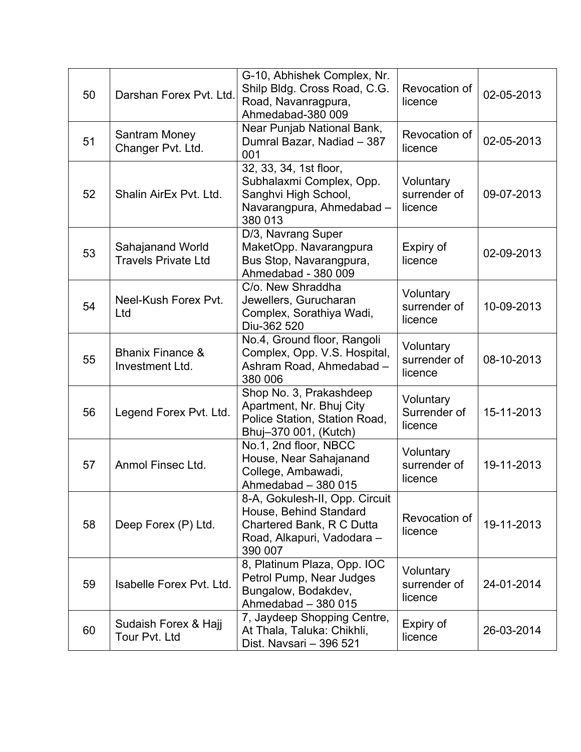| | | | | |
|---|---|---|---|---|
| 50 | Darshan Forex Pvt. Ltd. | G-10, Abhishek Complex, Nr. Shilp Bldg. Cross Road, C.G. Road, Navanragpura, Ahmedabad-380 009 | Revocation of licence | 02-05-2013 |
| 51 | Santram Money Changer Pvt. Ltd. | Near Punjab National Bank, Dumral Bazar, Nadiad – 387 001 | Revocation of licence | 02-05-2013 |
| 52 | Shalin AirEx Pvt. Ltd. | 32, 33, 34, 1st floor, Subhalaxmi Complex, Opp. Sanghvi High School, Navarangpura, Ahmedabad – 380 013 | Voluntary surrender of licence | 09-07-2013 |
| 53 | Sahajanand World Travels Private Ltd | D/3, Navrang Super MaketOpp. Navarangpura Bus Stop, Navarangpura, Ahmedabad - 380 009 | Expiry of licence | 02-09-2013 |
| 54 | Neel-Kush Forex Pvt. Ltd | C/o. New Shraddha Jewellers, Gurucharan Complex, Sorathiya Wadi, Diu-362 520 | Voluntary surrender of licence | 10-09-2013 |
| 55 | Bhanix Finance & Investment Ltd. | No.4, Ground floor, Rangoli Complex, Opp. V.S. Hospital, Ashram Road, Ahmedabad – 380 006 | Voluntary surrender of licence | 08-10-2013 |
| 56 | Legend Forex Pvt. Ltd. | Shop No. 3, Prakashdeep Apartment, Nr. Bhuj City Police Station, Station Road, Bhuj–370 001, (Kutch) | Voluntary Surrender of licence | 15-11-2013 |
| 57 | Anmol Finsec Ltd. | No.1, 2nd floor, NBCC House, Near Sahajanand College, Ambawadi, Ahmedabad – 380 015 | Voluntary surrender of licence | 19-11-2013 |
| 58 | Deep Forex (P) Ltd. | 8-A, Gokulesh-II, Opp. Circuit House, Behind Standard Chartered Bank, R C Dutta Road, Alkapuri, Vadodara – 390 007 | Revocation of licence | 19-11-2013 |
| 59 | Isabelle Forex Pvt. Ltd. | 8, Platinum Plaza, Opp. IOC Petrol Pump, Near Judges Bungalow, Bodakdev, Ahmedabad – 380 015 | Voluntary surrender of licence | 24-01-2014 |
| 60 | Sudaish Forex & Hajj Tour Pvt. Ltd | 7, Jaydeep Shopping Centre, At Thala, Taluka: Chikhli, Dist. Navsari – 396 521 | Expiry of licence | 26-03-2014 |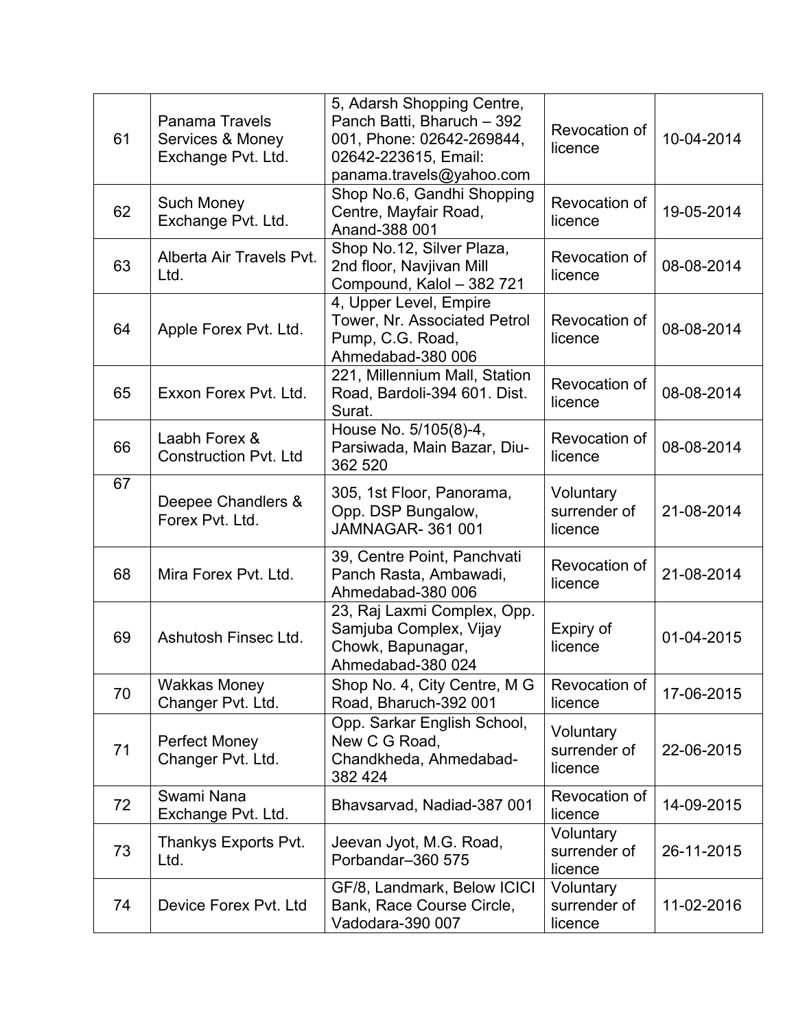| | | | | |
|---|---|---|---|---|
| 61 | Panama Travels Services & Money Exchange Pvt. Ltd. | 5, Adarsh Shopping Centre, Panch Batti, Bharuch – 392 001, Phone: 02642-269844, 02642-223615, Email: panama.travels@yahoo.com | Revocation of licence | 10-04-2014 |
| 62 | Such Money Exchange Pvt. Ltd. | Shop No.6, Gandhi Shopping Centre, Mayfair Road, Anand-388 001 | Revocation of licence | 19-05-2014 |
| 63 | Alberta Air Travels Pvt. Ltd. | Shop No.12, Silver Plaza, 2nd floor, Navjivan Mill Compound, Kalol – 382 721 | Revocation of licence | 08-08-2014 |
| 64 | Apple Forex Pvt. Ltd. | 4, Upper Level, Empire Tower, Nr. Associated Petrol Pump, C.G. Road, Ahmedabad-380 006 | Revocation of licence | 08-08-2014 |
| 65 | Exxon Forex Pvt. Ltd. | 221, Millennium Mall, Station Road, Bardoli-394 601. Dist. Surat. | Revocation of licence | 08-08-2014 |
| 66 | Laabh Forex & Construction Pvt. Ltd | House No. 5/105(8)-4, Parsiwada, Main Bazar, Diu-362 520 | Revocation of licence | 08-08-2014 |
| 67 | Deepee Chandlers & Forex Pvt. Ltd. | 305, 1st Floor, Panorama, Opp. DSP Bungalow, JAMNAGAR- 361 001 | Voluntary surrender of licence | 21-08-2014 |
| 68 | Mira Forex Pvt. Ltd. | 39, Centre Point, Panchvati Panch Rasta, Ambawadi, Ahmedabad-380 006 | Revocation of licence | 21-08-2014 |
| 69 | Ashutosh Finsec Ltd. | 23, Raj Laxmi Complex, Opp. Samjuba Complex, Vijay Chowk, Bapunagar, Ahmedabad-380 024 | Expiry of licence | 01-04-2015 |
| 70 | Wakkas Money Changer Pvt. Ltd. | Shop No. 4, City Centre, M G Road, Bharuch-392 001 | Revocation of licence | 17-06-2015 |
| 71 | Perfect Money Changer Pvt. Ltd. | Opp. Sarkar English School, New C G Road, Chandkheda, Ahmedabad-382 424 | Voluntary surrender of licence | 22-06-2015 |
| 72 | Swami Nana Exchange Pvt. Ltd. | Bhavsarvad, Nadiad-387 001 | Revocation of licence | 14-09-2015 |
| 73 | Thankys Exports Pvt. Ltd. | Jeevan Jyot, M.G. Road, Porbandar–360 575 | Voluntary surrender of licence | 26-11-2015 |
| 74 | Device Forex Pvt. Ltd | GF/8, Landmark, Below ICICI Bank, Race Course Circle, Vadodara-390 007 | Voluntary surrender of licence | 11-02-2016 |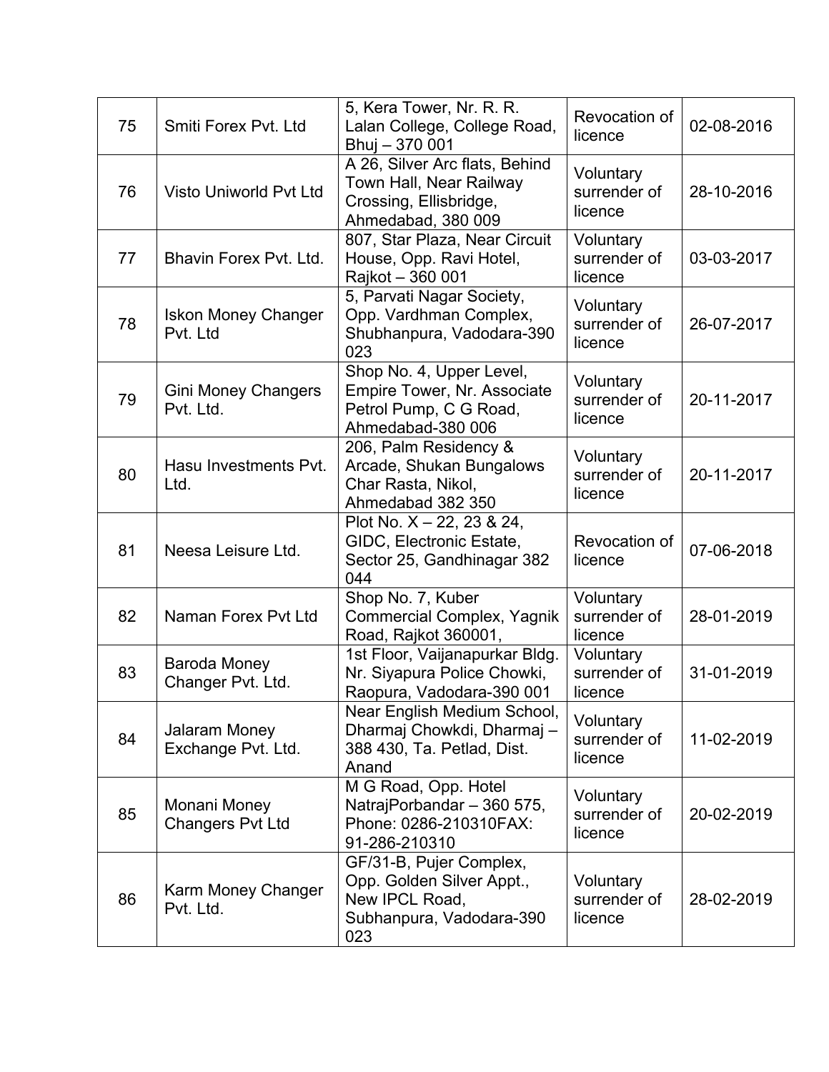| 75 | Smiti Forex Pvt. Ltd | 5, Kera Tower, Nr. R. R. Lalan College, College Road, Bhuj – 370 001 | Revocation of licence | 02-08-2016 |
|---|---|---|---|---|
| 76 | Visto Uniworld Pvt Ltd | A 26, Silver Arc flats, Behind Town Hall, Near Railway Crossing, Ellisbridge, Ahmedabad, 380 009 | Voluntary surrender of licence | 28-10-2016 |
| 77 | Bhavin Forex Pvt. Ltd. | 807, Star Plaza, Near Circuit House, Opp. Ravi Hotel, Rajkot – 360 001 | Voluntary surrender of licence | 03-03-2017 |
| 78 | Iskon Money Changer Pvt. Ltd | 5, Parvati Nagar Society, Opp. Vardhman Complex, Shubhanpura, Vadodara-390 023 | Voluntary surrender of licence | 26-07-2017 |
| 79 | Gini Money Changers Pvt. Ltd. | Shop No. 4, Upper Level, Empire Tower, Nr. Associate Petrol Pump, C G Road, Ahmedabad-380 006 | Voluntary surrender of licence | 20-11-2017 |
| 80 | Hasu Investments Pvt. Ltd. | 206, Palm Residency & Arcade, Shukan Bungalows Char Rasta, Nikol, Ahmedabad 382 350 | Voluntary surrender of licence | 20-11-2017 |
| 81 | Neesa Leisure Ltd. | Plot No. X – 22, 23 & 24, GIDC, Electronic Estate, Sector 25, Gandhinagar 382 044 | Revocation of licence | 07-06-2018 |
| 82 | Naman Forex Pvt Ltd | Shop No. 7, Kuber Commercial Complex, Yagnik Road, Rajkot 360001, | Voluntary surrender of licence | 28-01-2019 |
| 83 | Baroda Money Changer Pvt. Ltd. | 1st Floor, Vaijanapurkar Bldg. Nr. Siyapura Police Chowki, Raopura, Vadodara-390 001 | Voluntary surrender of licence | 31-01-2019 |
| 84 | Jalaram Money Exchange Pvt. Ltd. | Near English Medium School, Dharmaj Chowkdi, Dharmaj – 388 430, Ta. Petlad, Dist. Anand | Voluntary surrender of licence | 11-02-2019 |
| 85 | Monani Money Changers Pvt Ltd | M G Road, Opp. Hotel NatrajPorbandar – 360 575, Phone: 0286-210310FAX: 91-286-210310 | Voluntary surrender of licence | 20-02-2019 |
| 86 | Karm Money Changer Pvt. Ltd. | GF/31-B, Pujer Complex, Opp. Golden Silver Appt., New IPCL Road, Subhanpura, Vadodara-390 023 | Voluntary surrender of licence | 28-02-2019 |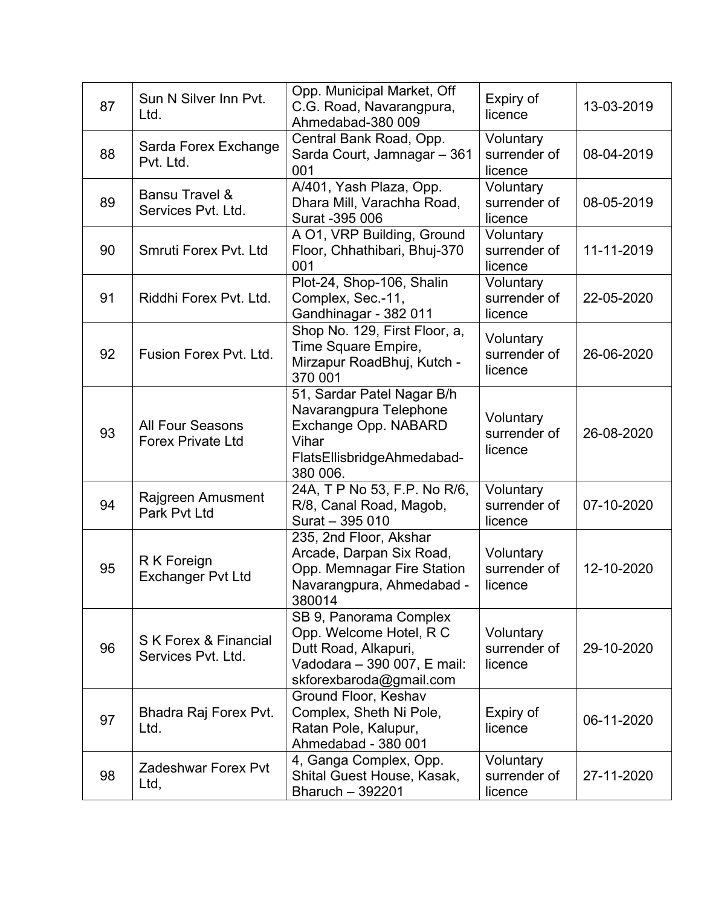| | | | | |
|---|---|---|---|---|
| 87 | Sun N Silver Inn Pvt. Ltd. | Opp. Municipal Market, Off C.G. Road, Navarangpura, Ahmedabad-380 009 | Expiry of licence | 13-03-2019 |
| 88 | Sarda Forex Exchange Pvt. Ltd. | Central Bank Road, Opp. Sarda Court, Jamnagar – 361 001 | Voluntary surrender of licence | 08-04-2019 |
| 89 | Bansu Travel & Services Pvt. Ltd. | A/401, Yash Plaza, Opp. Dhara Mill, Varachha Road, Surat -395 006 | Voluntary surrender of licence | 08-05-2019 |
| 90 | Smruti Forex Pvt. Ltd | A O1, VRP Building, Ground Floor, Chhathibari, Bhuj-370 001 | Voluntary surrender of licence | 11-11-2019 |
| 91 | Riddhi Forex Pvt. Ltd. | Plot-24, Shop-106, Shalin Complex, Sec.-11, Gandhinagar - 382 011 | Voluntary surrender of licence | 22-05-2020 |
| 92 | Fusion Forex Pvt. Ltd. | Shop No. 129, First Floor, a, Time Square Empire, Mirzapur RoadBhuj, Kutch - 370 001 | Voluntary surrender of licence | 26-06-2020 |
| 93 | All Four Seasons Forex Private Ltd | 51, Sardar Patel Nagar B/h Navarangpura Telephone Exchange Opp. NABARD Vihar FlatsEllisbridgeAhmedabad-380 006. | Voluntary surrender of licence | 26-08-2020 |
| 94 | Rajgreen Amusment Park Pvt Ltd | 24A, T P No 53, F.P. No R/6, R/8, Canal Road, Magob, Surat – 395 010 | Voluntary surrender of licence | 07-10-2020 |
| 95 | R K Foreign Exchanger Pvt Ltd | 235, 2nd Floor, Akshar Arcade, Darpan Six Road, Opp. Memnagar Fire Station Navarangpura, Ahmedabad - 380014 | Voluntary surrender of licence | 12-10-2020 |
| 96 | S K Forex & Financial Services Pvt. Ltd. | SB 9, Panorama Complex Opp. Welcome Hotel, R C Dutt Road, Alkapuri, Vadodara – 390 007, E mail: skforexbaroda@gmail.com | Voluntary surrender of licence | 29-10-2020 |
| 97 | Bhadra Raj Forex Pvt. Ltd. | Ground Floor, Keshav Complex, Sheth Ni Pole, Ratan Pole, Kalupur, Ahmedabad - 380 001 | Expiry of licence | 06-11-2020 |
| 98 | Zadeshwar Forex Pvt Ltd, | 4, Ganga Complex, Opp. Shital Guest House, Kasak, Bharuch – 392201 | Voluntary surrender of licence | 27-11-2020 |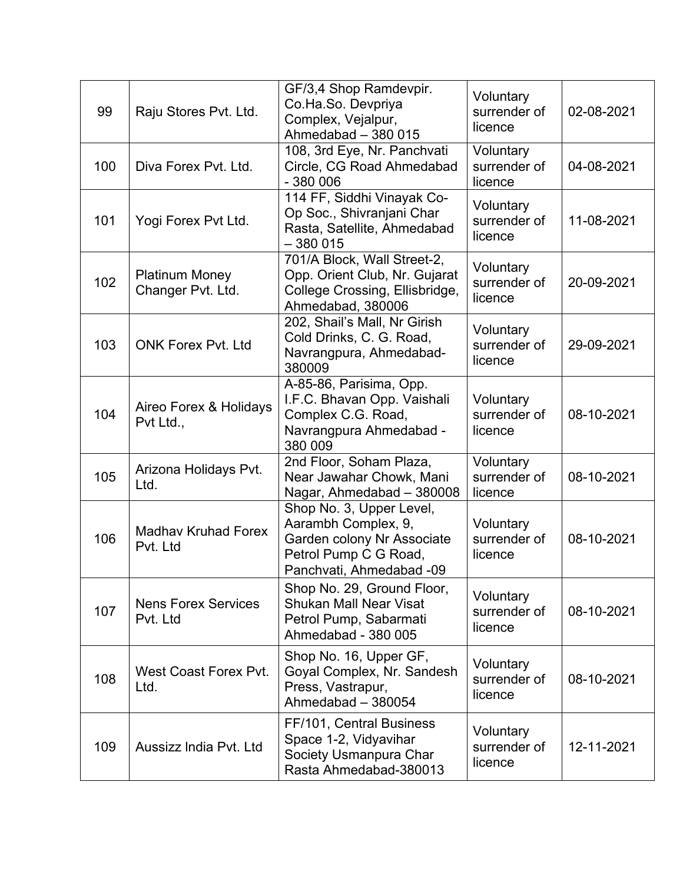| 99 | Raju Stores Pvt. Ltd. | GF/3,4 Shop Ramdevpir. Co.Ha.So. Devpriya Complex, Vejalpur, Ahmedabad – 380 015 | Voluntary surrender of licence | 02-08-2021 |
|---|---|---|---|---|
| 100 | Diva Forex Pvt. Ltd. | 108, 3rd Eye, Nr. Panchvati Circle, CG Road Ahmedabad - 380 006 | Voluntary surrender of licence | 04-08-2021 |
| 101 | Yogi Forex Pvt Ltd. | 114 FF, Siddhi Vinayak Co-Op Soc., Shivranjani Char Rasta, Satellite, Ahmedabad – 380 015 | Voluntary surrender of licence | 11-08-2021 |
| 102 | Platinum Money Changer Pvt. Ltd. | 701/A Block, Wall Street-2, Opp. Orient Club, Nr. Gujarat College Crossing, Ellisbridge, Ahmedabad, 380006 | Voluntary surrender of licence | 20-09-2021 |
| 103 | ONK Forex Pvt. Ltd | 202, Shail's Mall, Nr Girish Cold Drinks, C. G. Road, Navrangpura, Ahmedabad-380009 | Voluntary surrender of licence | 29-09-2021 |
| 104 | Aireo Forex & Holidays Pvt Ltd., | A-85-86, Parisima, Opp. I.F.C. Bhavan Opp. Vaishali Complex C.G. Road, Navrangpura Ahmedabad - 380 009 | Voluntary surrender of licence | 08-10-2021 |
| 105 | Arizona Holidays Pvt. Ltd. | 2nd Floor, Soham Plaza, Near Jawahar Chowk, Mani Nagar, Ahmedabad – 380008 | Voluntary surrender of licence | 08-10-2021 |
| 106 | Madhav Kruhad Forex Pvt. Ltd | Shop No. 3, Upper Level, Aarambh Complex, 9, Garden colony Nr Associate Petrol Pump C G Road, Panchvati, Ahmedabad -09 | Voluntary surrender of licence | 08-10-2021 |
| 107 | Nens Forex Services Pvt. Ltd | Shop No. 29, Ground Floor, Shukan Mall Near Visat Petrol Pump, Sabarmati Ahmedabad - 380 005 | Voluntary surrender of licence | 08-10-2021 |
| 108 | West Coast Forex Pvt. Ltd. | Shop No. 16, Upper GF, Goyal Complex, Nr. Sandesh Press, Vastrapur, Ahmedabad – 380054 | Voluntary surrender of licence | 08-10-2021 |
| 109 | Aussizz India Pvt. Ltd | FF/101, Central Business Space 1-2, Vidyavihar Society Usmanpura Char Rasta Ahmedabad-380013 | Voluntary surrender of licence | 12-11-2021 |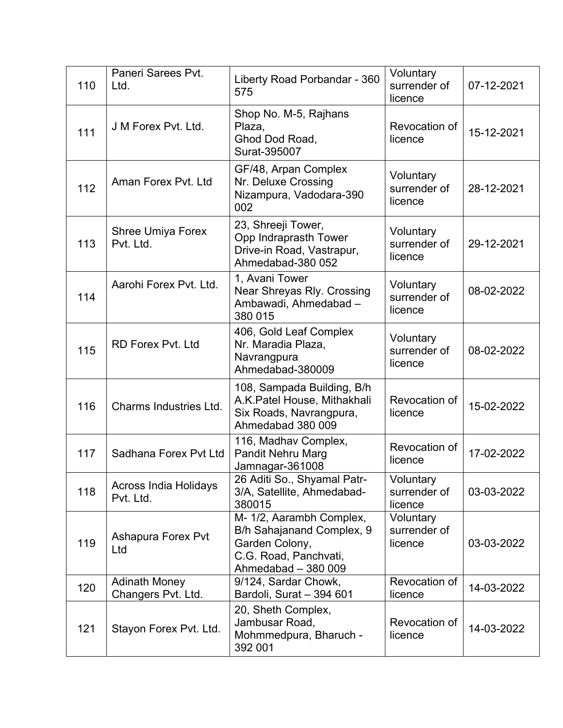| 110 | Paneri Sarees Pvt. Ltd. | Liberty Road Porbandar - 360 575 | Voluntary surrender of licence | 07-12-2021 |
|---|---|---|---|---|
| 111 | J M Forex Pvt. Ltd. | Shop No. M-5, Rajhans Plaza, Ghod Dod Road, Surat-395007 | Revocation of licence | 15-12-2021 |
| 112 | Aman Forex Pvt. Ltd | GF/48, Arpan Complex Nr. Deluxe Crossing Nizampura, Vadodara-390 002 | Voluntary surrender of licence | 28-12-2021 |
| 113 | Shree Umiya Forex Pvt. Ltd. | 23, Shreeji Tower, Opp Indraprasth Tower Drive-in Road, Vastrapur, Ahmedabad-380 052 | Voluntary surrender of licence | 29-12-2021 |
| 114 | Aarohi Forex Pvt. Ltd. | 1, Avani Tower Near Shreyas Rly. Crossing Ambawadi, Ahmedabad – 380 015 | Voluntary surrender of licence | 08-02-2022 |
| 115 | RD Forex Pvt. Ltd | 406, Gold Leaf Complex Nr. Maradia Plaza, Navrangpura Ahmedabad-380009 | Voluntary surrender of licence | 08-02-2022 |
| 116 | Charms Industries Ltd. | 108, Sampada Building, B/h A.K.Patel House, Mithakhali Six Roads, Navrangpura, Ahmedabad 380 009 | Revocation of licence | 15-02-2022 |
| 117 | Sadhana Forex Pvt Ltd | 116, Madhav Complex, Pandit Nehru Marg Jamnagar-361008 | Revocation of licence | 17-02-2022 |
| 118 | Across India Holidays Pvt. Ltd. | 26 Aditi So., Shyamal Patr-3/A, Satellite, Ahmedabad-380015 | Voluntary surrender of licence | 03-03-2022 |
| 119 | Ashapura Forex Pvt Ltd | M- 1/2, Aarambh Complex, B/h Sahajanand Complex, 9 Garden Colony, C.G. Road, Panchvati, Ahmedabad – 380 009 | Voluntary surrender of licence | 03-03-2022 |
| 120 | Adinath Money Changers Pvt. Ltd. | 9/124, Sardar Chowk, Bardoli, Surat – 394 601 | Revocation of licence | 14-03-2022 |
| 121 | Stayon Forex Pvt. Ltd. | 20, Sheth Complex, Jambusar Road, Mohmmedpura, Bharuch - 392 001 | Revocation of licence | 14-03-2022 |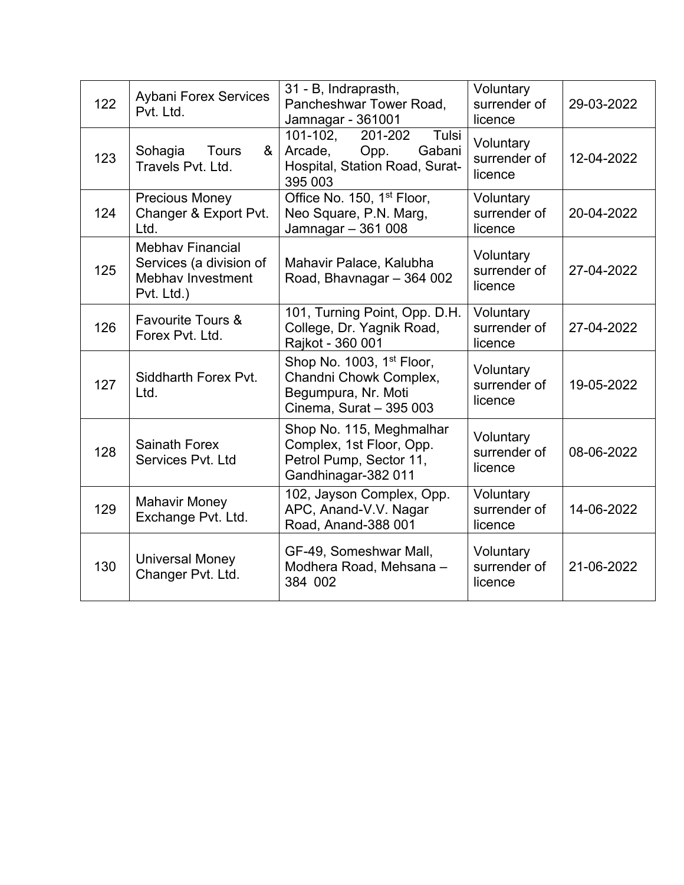| | | | | |
|---|---|---|---|---|
| 122 | Aybani Forex Services Pvt. Ltd. | 31 - B, Indraprasth, Pancheshwar Tower Road, Jamnagar - 361001 | Voluntary surrender of licence | 29-03-2022 |
| 123 | Sohagia Tours & Travels Pvt. Ltd. | 101-102, 201-202 Tulsi Arcade, Opp. Gabani Hospital, Station Road, Surat-395 003 | Voluntary surrender of licence | 12-04-2022 |
| 124 | Precious Money Changer & Export Pvt. Ltd. | Office No. 150, 1st Floor, Neo Square, P.N. Marg, Jamnagar – 361 008 | Voluntary surrender of licence | 20-04-2022 |
| 125 | Mebhav Financial Services (a division of Mebhav Investment Pvt. Ltd.) | Mahavir Palace, Kalubha Road, Bhavnagar – 364 002 | Voluntary surrender of licence | 27-04-2022 |
| 126 | Favourite Tours & Forex Pvt. Ltd. | 101, Turning Point, Opp. D.H. College, Dr. Yagnik Road, Rajkot - 360 001 | Voluntary surrender of licence | 27-04-2022 |
| 127 | Siddharth Forex Pvt. Ltd. | Shop No. 1003, 1st Floor, Chandni Chowk Complex, Begumpura, Nr. Moti Cinema, Surat – 395 003 | Voluntary surrender of licence | 19-05-2022 |
| 128 | Sainath Forex Services Pvt. Ltd | Shop No. 115, Meghmalhar Complex, 1st Floor, Opp. Petrol Pump, Sector 11, Gandhinagar-382 011 | Voluntary surrender of licence | 08-06-2022 |
| 129 | Mahavir Money Exchange Pvt. Ltd. | 102, Jayson Complex, Opp. APC, Anand-V.V. Nagar Road, Anand-388 001 | Voluntary surrender of licence | 14-06-2022 |
| 130 | Universal Money Changer Pvt. Ltd. | GF-49, Someshwar Mall, Modhera Road, Mehsana – 384 002 | Voluntary surrender of licence | 21-06-2022 |